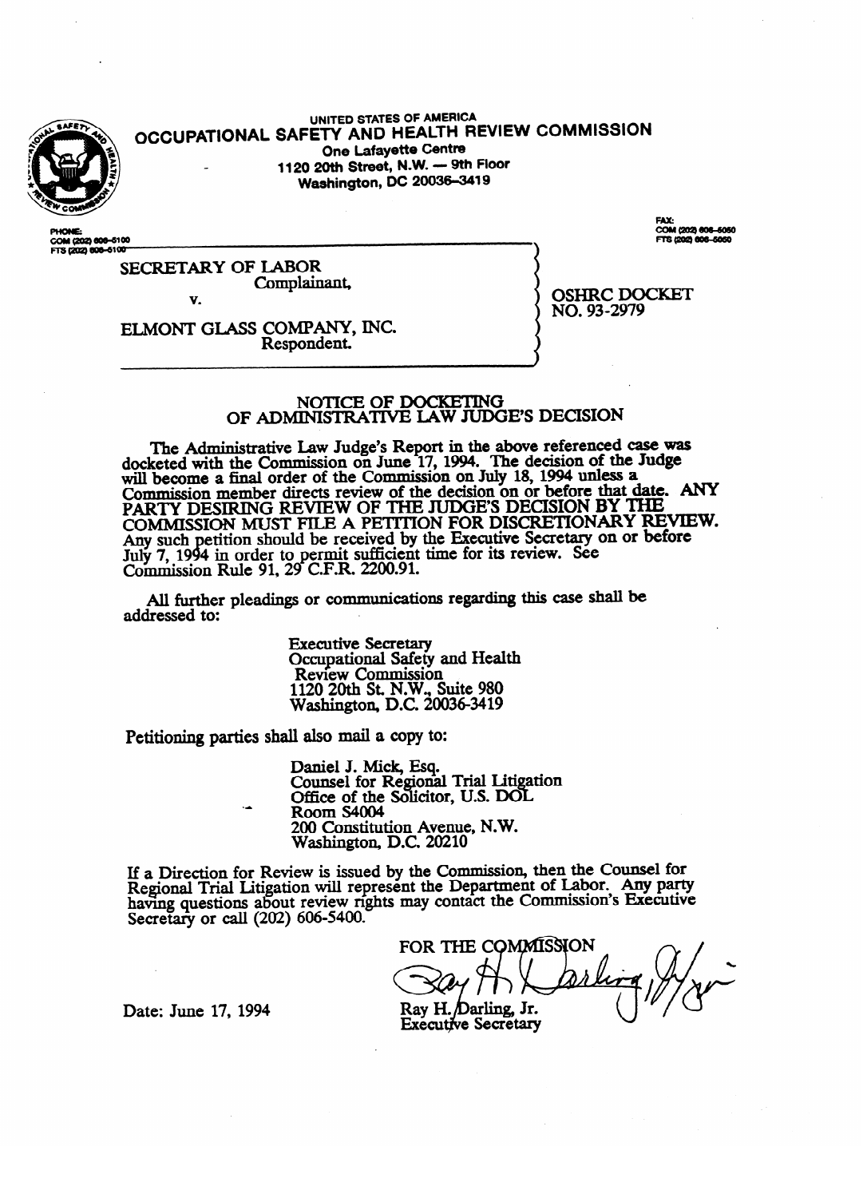UNITED STATES OF AMERICA

**OCCUPATIONAL SAFETY AND HEALTH REVIEW COMMISSION**

One Lafayette Centre
1120 20th Street, N.W. — 9th Floor
Washington, DC 20036-3419

PHONE:
COM (202) 606-5100
FTS (202) 606-5100

FAX:
COM (202) 606-5050
FTS (202) 606-5050

SECRETARY OF LABOR
Complainant,

v.

ELMONT GLASS COMPANY, INC.
Respondent.

OSHRC DOCKET
NO. 93-2979

## NOTICE OF DOCKETING OF ADMINISTRATIVE LAW JUDGE'S DECISION

The Administrative Law Judge's Report in the above referenced case was docketed with the Commission on June 17, 1994. The decision of the Judge will become a final order of the Commission on July 18, 1994 unless a Commission member directs review of the decision on or before that date. ANY PARTY DESIRING REVIEW OF THE JUDGE'S DECISION BY THE COMMISSION MUST FILE A PETITION FOR DISCRETIONARY REVIEW. Any such petition should be received by the Executive Secretary on or before July 7, 1994 in order to permit sufficient time for its review. See Commission Rule 91, 29 C.F.R. 2200.91.

All further pleadings or communications regarding this case shall be addressed to:

> Executive Secretary
> Occupational Safety and Health Review Commission
> 1120 20th St. N.W., Suite 980
> Washington, D.C. 20036-3419

Petitioning parties shall also mail a copy to:

> Daniel J. Mick, Esq.
> Counsel for Regional Trial Litigation
> Office of the Solicitor, U.S. DOL
> Room S4004
> 200 Constitution Avenue, N.W.
> Washington, D.C. 20210

If a Direction for Review is issued by the Commission, then the Counsel for Regional Trial Litigation will represent the Department of Labor. Any party having questions about review rights may contact the Commission's Executive Secretary or call (202) 606-5400.

FOR THE COMMISSION

Ray H. Darling, Jr.
Executive Secretary

Date: June 17, 1994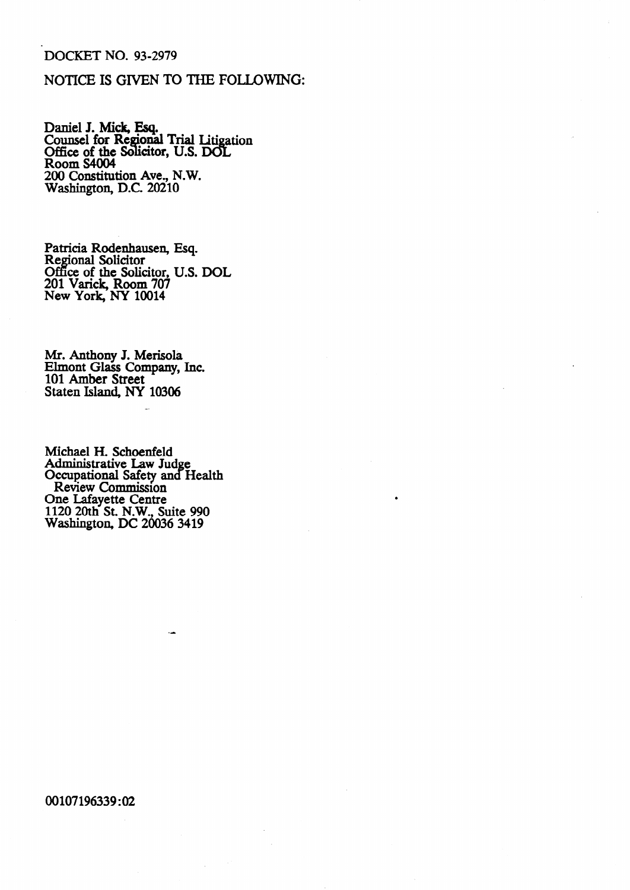DOCKET NO. 93-2979

NOTICE IS GIVEN TO THE FOLLOWING:

Daniel J. Mick, Esq.
Counsel for Regional Trial Litigation
Office of the Solicitor, U.S. DOL
Room S4004
200 Constitution Ave., N.W.
Washington, D.C. 20210

Patricia Rodenhausen, Esq.
Regional Solicitor
Office of the Solicitor, U.S. DOL
201 Varick, Room 707
New York, NY 10014

Mr. Anthony J. Merisola
Elmont Glass Company, Inc.
101 Amber Street
Staten Island, NY 10306

Michael H. Schoenfeld
Administrative Law Judge
Occupational Safety and Health
Review Commission
One Lafayette Centre
1120 20th St. N.W., Suite 990
Washington, DC 20036 3419

00107196339:02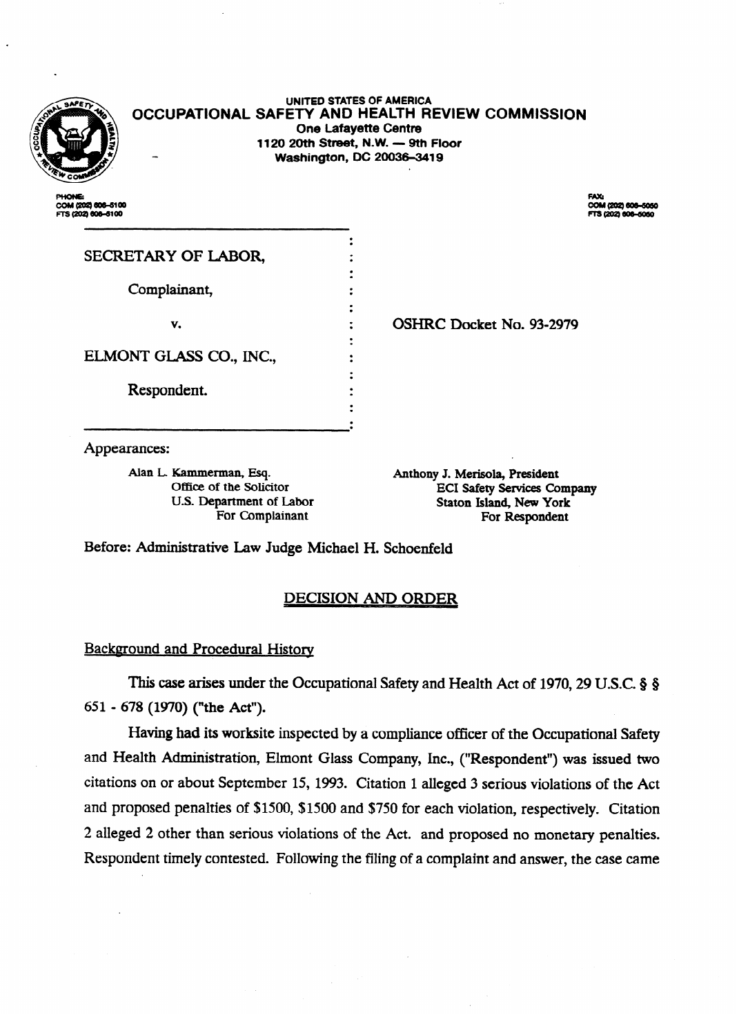UNITED STATES OF AMERICA
**OCCUPATIONAL SAFETY AND HEALTH REVIEW COMMISSION**
One Lafayette Centre
1120 20th Street, N.W. — 9th Floor
Washington, DC 20036-3419

PHONE:
COM (202) 606-5100
FTS (202) 606-5100

FAX:
COM (202) 606-5050
FTS (202) 606-5050

SECRETARY OF LABOR,

Complainant,

v.

ELMONT GLASS CO., INC.,

Respondent.

OSHRC Docket No. 93-2979

Appearances:

Alan L. Kammerman, Esq.
Office of the Solicitor
U.S. Department of Labor
For Complainant

Anthony J. Merisola, President
ECI Safety Services Company
Staton Island, New York
For Respondent

Before: Administrative Law Judge Michael H. Schoenfeld

## DECISION AND ORDER

### Background and Procedural History

This case arises under the Occupational Safety and Health Act of 1970, 29 U.S.C. § § 651 - 678 (1970) ("the Act").

Having had its worksite inspected by a compliance officer of the Occupational Safety and Health Administration, Elmont Glass Company, Inc., ("Respondent") was issued two citations on or about September 15, 1993. Citation 1 alleged 3 serious violations of the Act and proposed penalties of $1500, $1500 and $750 for each violation, respectively. Citation 2 alleged 2 other than serious violations of the Act. and proposed no monetary penalties. Respondent timely contested. Following the filing of a complaint and answer, the case came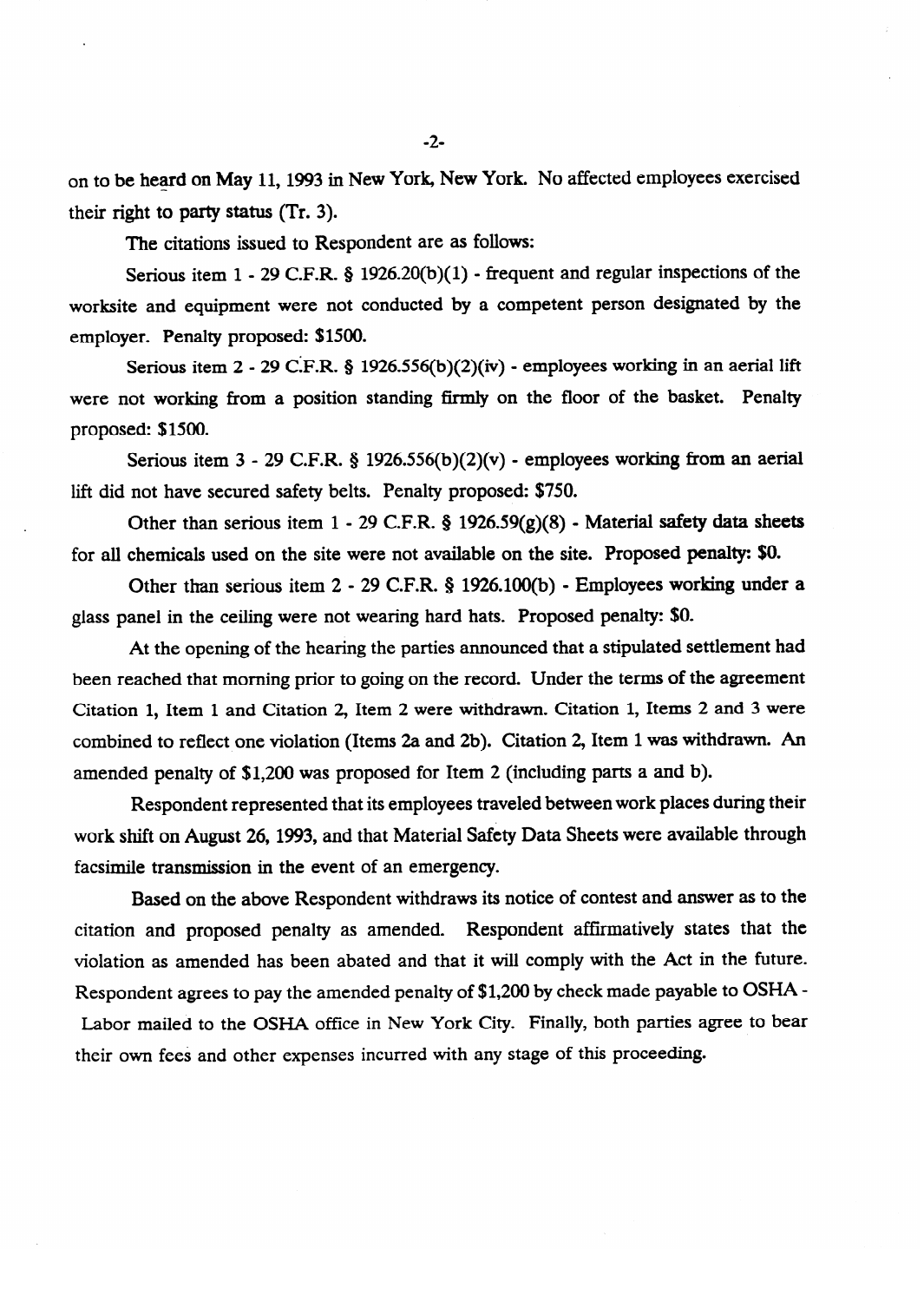on to be heard on May 11, 1993 in New York, New York. No affected employees exercised their right to party status (Tr. 3).

The citations issued to Respondent are as follows:

Serious item 1 - 29 C.F.R. § 1926.20(b)(1) - frequent and regular inspections of the worksite and equipment were not conducted by a competent person designated by the employer. Penalty proposed: $1500.

Serious item 2 - 29 C.F.R. § 1926.556(b)(2)(iv) - employees working in an aerial lift were not working from a position standing firmly on the floor of the basket. Penalty proposed: $1500.

Serious item 3 - 29 C.F.R. § 1926.556(b)(2)(v) - employees working from an aerial lift did not have secured safety belts. Penalty proposed: $750.

Other than serious item 1 - 29 C.F.R. § 1926.59(g)(8) - Material safety data sheets for all chemicals used on the site were not available on the site. Proposed penalty: $0.

Other than serious item 2 - 29 C.F.R. § 1926.100(b) - Employees working under a glass panel in the ceiling were not wearing hard hats. Proposed penalty: $0.

At the opening of the hearing the parties announced that a stipulated settlement had been reached that morning prior to going on the record. Under the terms of the agreement Citation 1, Item 1 and Citation 2, Item 2 were withdrawn. Citation 1, Items 2 and 3 were combined to reflect one violation (Items 2a and 2b). Citation 2, Item 1 was withdrawn. An amended penalty of $1,200 was proposed for Item 2 (including parts a and b).

Respondent represented that its employees traveled between work places during their work shift on August 26, 1993, and that Material Safety Data Sheets were available through facsimile transmission in the event of an emergency.

Based on the above Respondent withdraws its notice of contest and answer as to the citation and proposed penalty as amended. Respondent affirmatively states that the violation as amended has been abated and that it will comply with the Act in the future. Respondent agrees to pay the amended penalty of $1,200 by check made payable to OSHA - Labor mailed to the OSHA office in New York City. Finally, both parties agree to bear their own fees and other expenses incurred with any stage of this proceeding.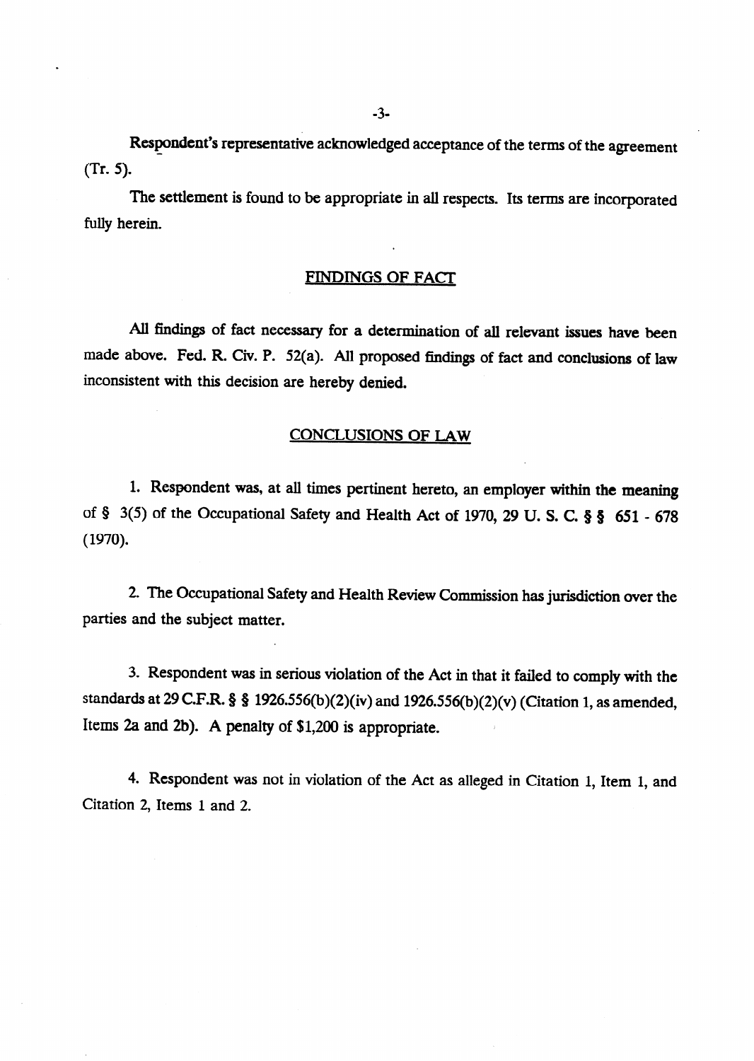Respondent's representative acknowledged acceptance of the terms of the agreement (Tr. 5).

The settlement is found to be appropriate in all respects. Its terms are incorporated fully herein.

## FINDINGS OF FACT

All findings of fact necessary for a determination of all relevant issues have been made above. Fed. R. Civ. P. 52(a). All proposed findings of fact and conclusions of law inconsistent with this decision are hereby denied.

## CONCLUSIONS OF LAW

1. Respondent was, at all times pertinent hereto, an employer within the meaning of § 3(5) of the Occupational Safety and Health Act of 1970, 29 U. S. C. § § 651 - 678 (1970).

2. The Occupational Safety and Health Review Commission has jurisdiction over the parties and the subject matter.

3. Respondent was in serious violation of the Act in that it failed to comply with the standards at 29 C.F.R. § § 1926.556(b)(2)(iv) and 1926.556(b)(2)(v) (Citation 1, as amended, Items 2a and 2b). A penalty of $1,200 is appropriate.

4. Respondent was not in violation of the Act as alleged in Citation 1, Item 1, and Citation 2, Items 1 and 2.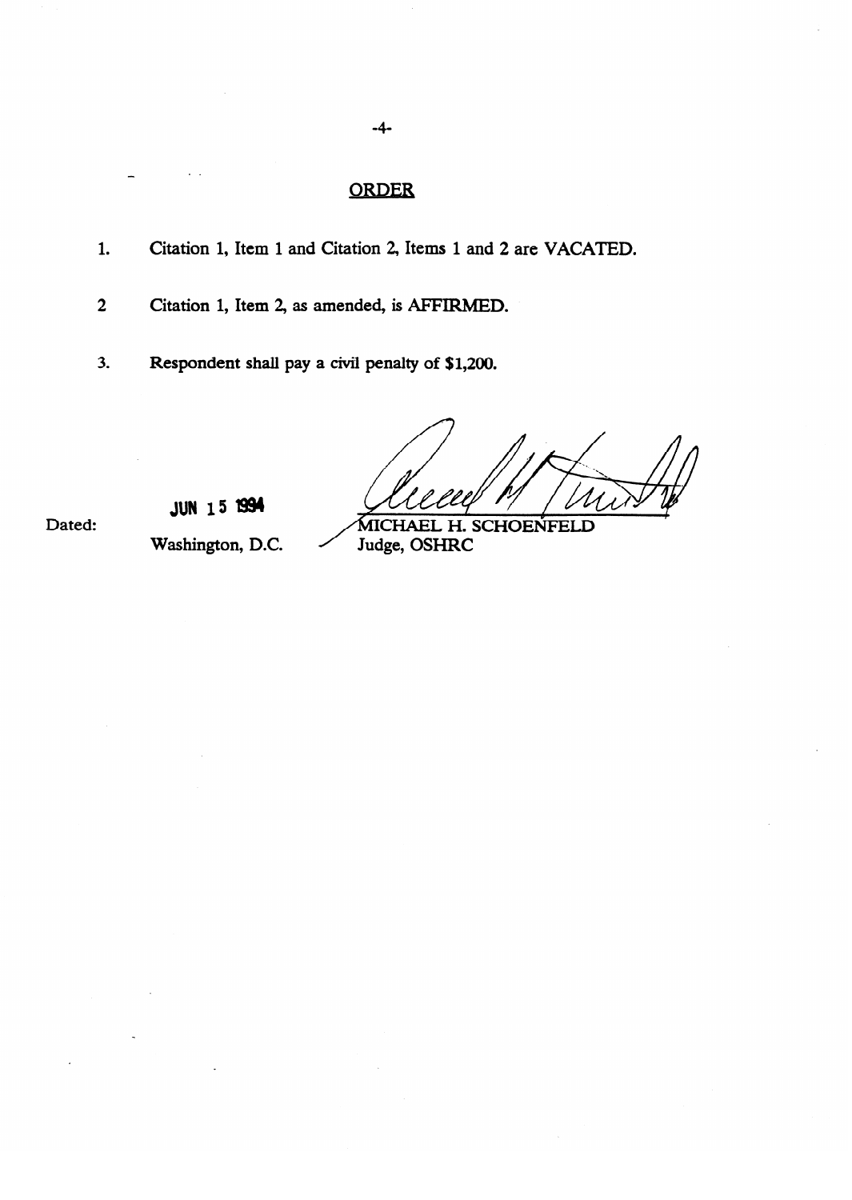## ORDER

1. Citation 1, Item 1 and Citation 2, Items 1 and 2 are VACATED.

2 Citation 1, Item 2, as amended, is AFFIRMED.

3. Respondent shall pay a civil penalty of $1,200.

Dated: JUN 15 1994

Washington, D.C.

MICHAEL H. SCHOENFELD
Judge, OSHRC